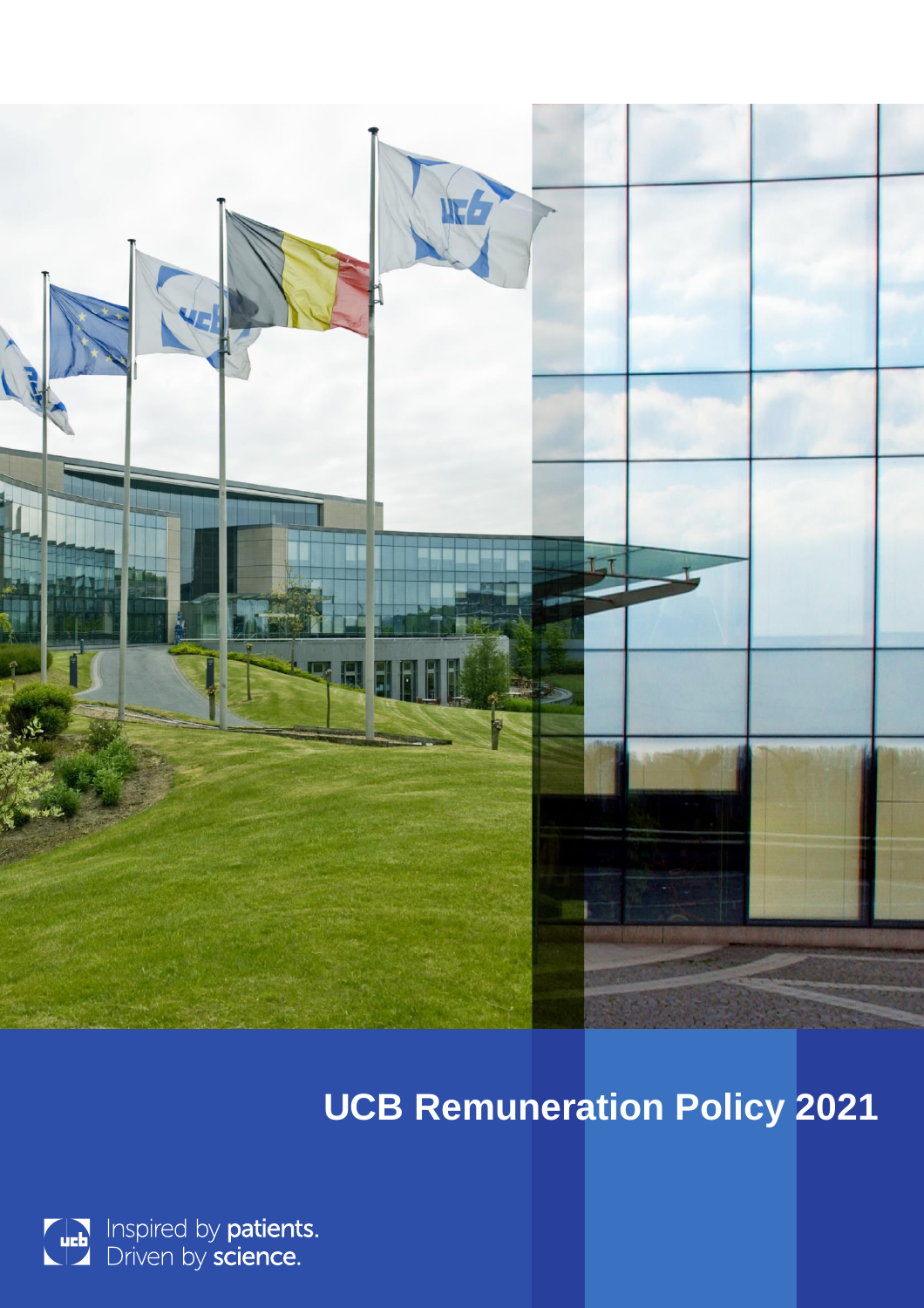# UCB Remuneration Policy 2021

Inspired by **patients.**
Driven by **science.**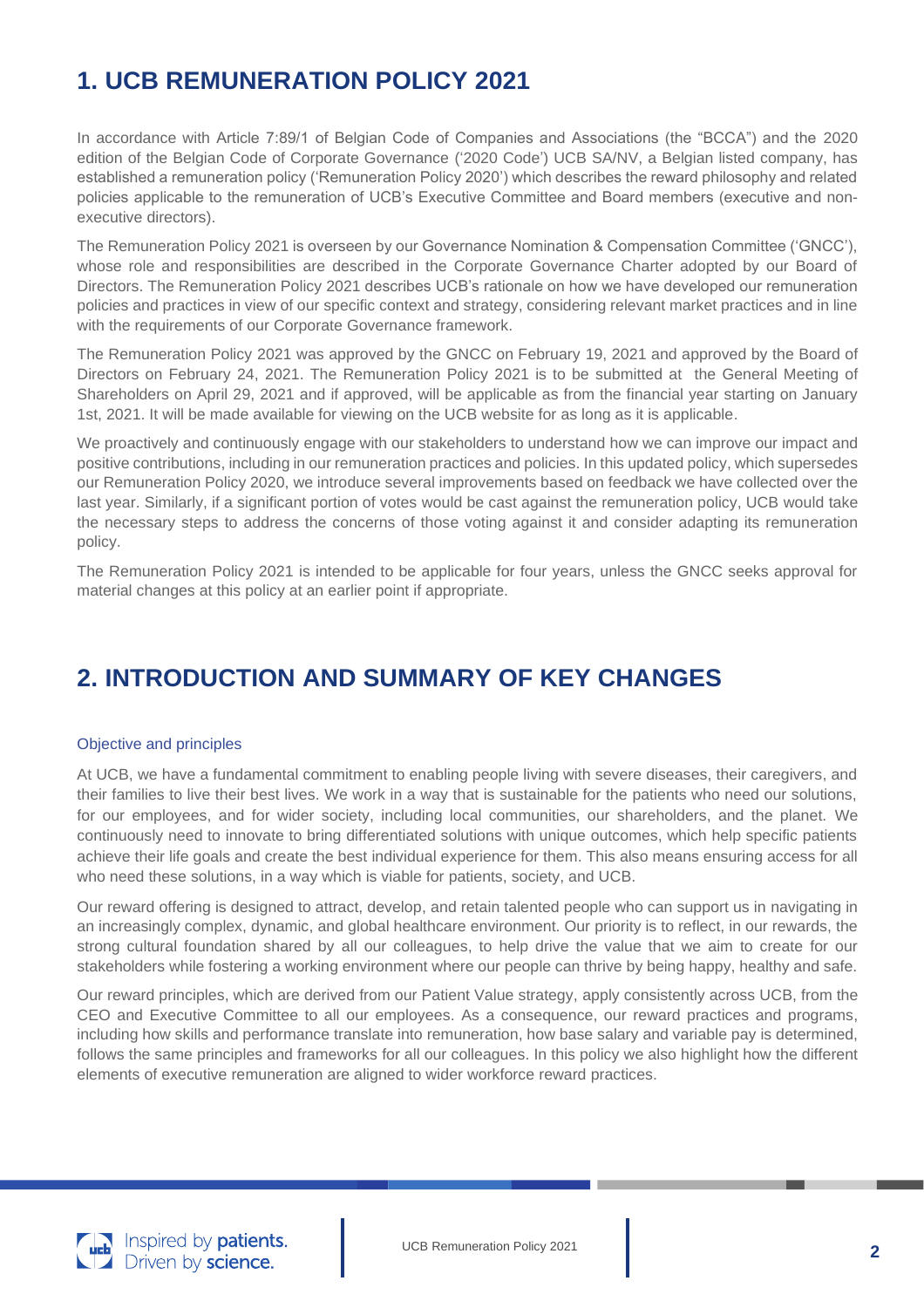# 1. UCB REMUNERATION POLICY 2021

In accordance with Article 7:89/1 of Belgian Code of Companies and Associations (the "BCCA") and the 2020 edition of the Belgian Code of Corporate Governance ('2020 Code') UCB SA/NV, a Belgian listed company, has established a remuneration policy ('Remuneration Policy 2020') which describes the reward philosophy and related policies applicable to the remuneration of UCB's Executive Committee and Board members (executive and non-executive directors).

The Remuneration Policy 2021 is overseen by our Governance Nomination & Compensation Committee ('GNCC'), whose role and responsibilities are described in the Corporate Governance Charter adopted by our Board of Directors. The Remuneration Policy 2021 describes UCB's rationale on how we have developed our remuneration policies and practices in view of our specific context and strategy, considering relevant market practices and in line with the requirements of our Corporate Governance framework.

The Remuneration Policy 2021 was approved by the GNCC on February 19, 2021 and approved by the Board of Directors on February 24, 2021. The Remuneration Policy 2021 is to be submitted at the General Meeting of Shareholders on April 29, 2021 and if approved, will be applicable as from the financial year starting on January 1st, 2021. It will be made available for viewing on the UCB website for as long as it is applicable.

We proactively and continuously engage with our stakeholders to understand how we can improve our impact and positive contributions, including in our remuneration practices and policies. In this updated policy, which supersedes our Remuneration Policy 2020, we introduce several improvements based on feedback we have collected over the last year. Similarly, if a significant portion of votes would be cast against the remuneration policy, UCB would take the necessary steps to address the concerns of those voting against it and consider adapting its remuneration policy.

The Remuneration Policy 2021 is intended to be applicable for four years, unless the GNCC seeks approval for material changes at this policy at an earlier point if appropriate.

# 2. INTRODUCTION AND SUMMARY OF KEY CHANGES

### Objective and principles

At UCB, we have a fundamental commitment to enabling people living with severe diseases, their caregivers, and their families to live their best lives. We work in a way that is sustainable for the patients who need our solutions, for our employees, and for wider society, including local communities, our shareholders, and the planet. We continuously need to innovate to bring differentiated solutions with unique outcomes, which help specific patients achieve their life goals and create the best individual experience for them. This also means ensuring access for all who need these solutions, in a way which is viable for patients, society, and UCB.

Our reward offering is designed to attract, develop, and retain talented people who can support us in navigating in an increasingly complex, dynamic, and global healthcare environment. Our priority is to reflect, in our rewards, the strong cultural foundation shared by all our colleagues, to help drive the value that we aim to create for our stakeholders while fostering a working environment where our people can thrive by being happy, healthy and safe.

Our reward principles, which are derived from our Patient Value strategy, apply consistently across UCB, from the CEO and Executive Committee to all our employees. As a consequence, our reward practices and programs, including how skills and performance translate into remuneration, how base salary and variable pay is determined, follows the same principles and frameworks for all our colleagues. In this policy we also highlight how the different elements of executive remuneration are aligned to wider workforce reward practices.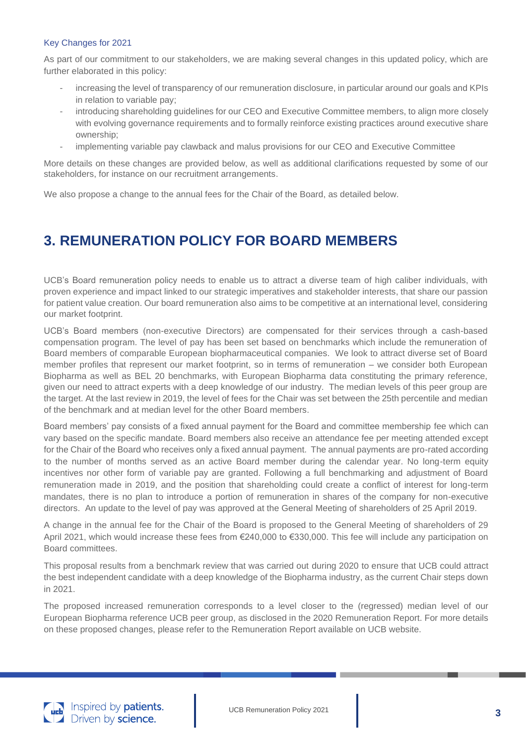### Key Changes for 2021

As part of our commitment to our stakeholders, we are making several changes in this updated policy, which are further elaborated in this policy:

- increasing the level of transparency of our remuneration disclosure, in particular around our goals and KPIs in relation to variable pay;
- introducing shareholding guidelines for our CEO and Executive Committee members, to align more closely with evolving governance requirements and to formally reinforce existing practices around executive share ownership;
- implementing variable pay clawback and malus provisions for our CEO and Executive Committee

More details on these changes are provided below, as well as additional clarifications requested by some of our stakeholders, for instance on our recruitment arrangements.

We also propose a change to the annual fees for the Chair of the Board, as detailed below.

# 3. REMUNERATION POLICY FOR BOARD MEMBERS

UCB's Board remuneration policy needs to enable us to attract a diverse team of high caliber individuals, with proven experience and impact linked to our strategic imperatives and stakeholder interests, that share our passion for patient value creation. Our board remuneration also aims to be competitive at an international level, considering our market footprint.

UCB's Board members (non-executive Directors) are compensated for their services through a cash-based compensation program. The level of pay has been set based on benchmarks which include the remuneration of Board members of comparable European biopharmaceutical companies. We look to attract diverse set of Board member profiles that represent our market footprint, so in terms of remuneration – we consider both European Biopharma as well as BEL 20 benchmarks, with European Biopharma data constituting the primary reference, given our need to attract experts with a deep knowledge of our industry. The median levels of this peer group are the target. At the last review in 2019, the level of fees for the Chair was set between the 25th percentile and median of the benchmark and at median level for the other Board members.

Board members' pay consists of a fixed annual payment for the Board and committee membership fee which can vary based on the specific mandate. Board members also receive an attendance fee per meeting attended except for the Chair of the Board who receives only a fixed annual payment. The annual payments are pro-rated according to the number of months served as an active Board member during the calendar year. No long-term equity incentives nor other form of variable pay are granted. Following a full benchmarking and adjustment of Board remuneration made in 2019, and the position that shareholding could create a conflict of interest for long-term mandates, there is no plan to introduce a portion of remuneration in shares of the company for non-executive directors. An update to the level of pay was approved at the General Meeting of shareholders of 25 April 2019.

A change in the annual fee for the Chair of the Board is proposed to the General Meeting of shareholders of 29 April 2021, which would increase these fees from €240,000 to €330,000. This fee will include any participation on Board committees.

This proposal results from a benchmark review that was carried out during 2020 to ensure that UCB could attract the best independent candidate with a deep knowledge of the Biopharma industry, as the current Chair steps down in 2021.

The proposed increased remuneration corresponds to a level closer to the (regressed) median level of our European Biopharma reference UCB peer group, as disclosed in the 2020 Remuneration Report. For more details on these proposed changes, please refer to the Remuneration Report available on UCB website.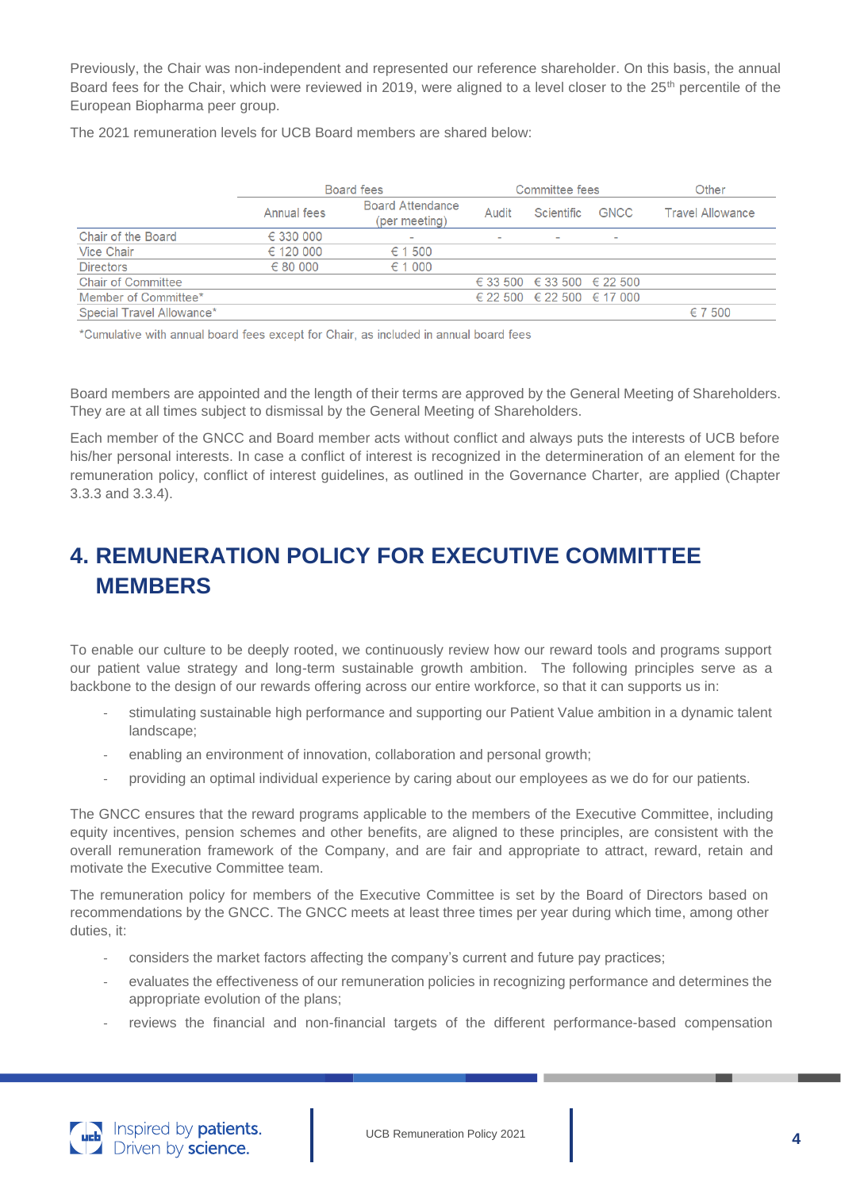Previously, the Chair was non-independent and represented our reference shareholder. On this basis, the annual Board fees for the Chair, which were reviewed in 2019, were aligned to a level closer to the 25th percentile of the European Biopharma peer group.

The 2021 remuneration levels for UCB Board members are shared below:

| | Board fees | | Committee fees | | | Other |
|---|---|---|---|---|---|---|
| | Annual fees | Board Attendance (per meeting) | Audit | Scientific | GNCC | Travel Allowance |
| Chair of the Board | € 330 000 | - | - | - | - | |
| Vice Chair | € 120 000 | € 1 500 | | | | |
| Directors | € 80 000 | € 1 000 | | | | |
| Chair of Committee | | | € 33 500 | € 33 500 | € 22 500 | |
| Member of Committee* | | | € 22 500 | € 22 500 | € 17 000 | |
| Special Travel Allowance* | | | | | | € 7 500 |

*Cumulative with annual board fees except for Chair, as included in annual board fees

Board members are appointed and the length of their terms are approved by the General Meeting of Shareholders. They are at all times subject to dismissal by the General Meeting of Shareholders.

Each member of the GNCC and Board member acts without conflict and always puts the interests of UCB before his/her personal interests. In case a conflict of interest is recognized in the determineration of an element for the remuneration policy, conflict of interest guidelines, as outlined in the Governance Charter, are applied (Chapter 3.3.3 and 3.3.4).

# 4. REMUNERATION POLICY FOR EXECUTIVE COMMITTEE MEMBERS

To enable our culture to be deeply rooted, we continuously review how our reward tools and programs support our patient value strategy and long-term sustainable growth ambition. The following principles serve as a backbone to the design of our rewards offering across our entire workforce, so that it can supports us in:

- stimulating sustainable high performance and supporting our Patient Value ambition in a dynamic talent landscape;
- enabling an environment of innovation, collaboration and personal growth;
- providing an optimal individual experience by caring about our employees as we do for our patients.

The GNCC ensures that the reward programs applicable to the members of the Executive Committee, including equity incentives, pension schemes and other benefits, are aligned to these principles, are consistent with the overall remuneration framework of the Company, and are fair and appropriate to attract, reward, retain and motivate the Executive Committee team.

The remuneration policy for members of the Executive Committee is set by the Board of Directors based on recommendations by the GNCC. The GNCC meets at least three times per year during which time, among other duties, it:

- considers the market factors affecting the company's current and future pay practices;
- evaluates the effectiveness of our remuneration policies in recognizing performance and determines the appropriate evolution of the plans;
- reviews the financial and non-financial targets of the different performance-based compensation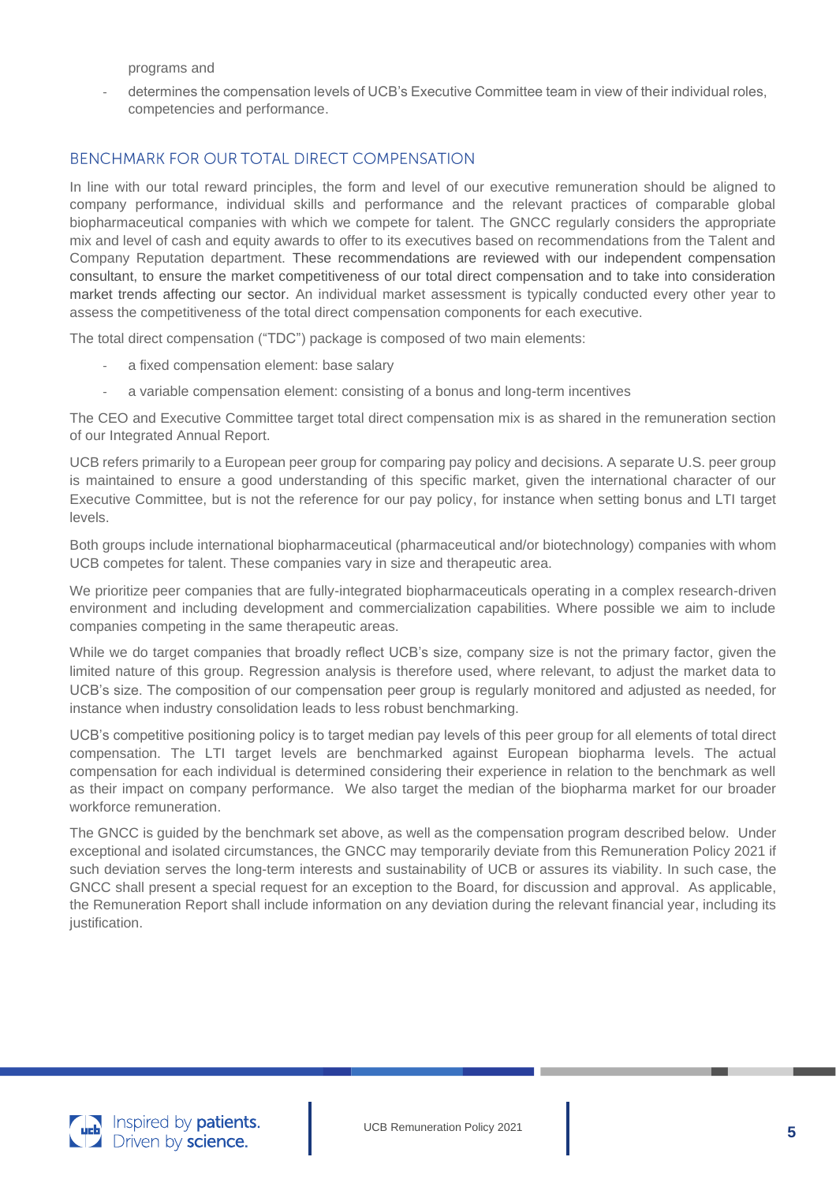programs and

- determines the compensation levels of UCB's Executive Committee team in view of their individual roles, competencies and performance.

## BENCHMARK FOR OUR TOTAL DIRECT COMPENSATION

In line with our total reward principles, the form and level of our executive remuneration should be aligned to company performance, individual skills and performance and the relevant practices of comparable global biopharmaceutical companies with which we compete for talent. The GNCC regularly considers the appropriate mix and level of cash and equity awards to offer to its executives based on recommendations from the Talent and Company Reputation department. These recommendations are reviewed with our independent compensation consultant, to ensure the market competitiveness of our total direct compensation and to take into consideration market trends affecting our sector. An individual market assessment is typically conducted every other year to assess the competitiveness of the total direct compensation components for each executive.

The total direct compensation ("TDC") package is composed of two main elements:

- a fixed compensation element: base salary
- a variable compensation element: consisting of a bonus and long-term incentives

The CEO and Executive Committee target total direct compensation mix is as shared in the remuneration section of our Integrated Annual Report.

UCB refers primarily to a European peer group for comparing pay policy and decisions. A separate U.S. peer group is maintained to ensure a good understanding of this specific market, given the international character of our Executive Committee, but is not the reference for our pay policy, for instance when setting bonus and LTI target levels.

Both groups include international biopharmaceutical (pharmaceutical and/or biotechnology) companies with whom UCB competes for talent. These companies vary in size and therapeutic area.

We prioritize peer companies that are fully-integrated biopharmaceuticals operating in a complex research-driven environment and including development and commercialization capabilities. Where possible we aim to include companies competing in the same therapeutic areas.

While we do target companies that broadly reflect UCB's size, company size is not the primary factor, given the limited nature of this group. Regression analysis is therefore used, where relevant, to adjust the market data to UCB's size. The composition of our compensation peer group is regularly monitored and adjusted as needed, for instance when industry consolidation leads to less robust benchmarking.

UCB's competitive positioning policy is to target median pay levels of this peer group for all elements of total direct compensation. The LTI target levels are benchmarked against European biopharma levels. The actual compensation for each individual is determined considering their experience in relation to the benchmark as well as their impact on company performance. We also target the median of the biopharma market for our broader workforce remuneration.

The GNCC is guided by the benchmark set above, as well as the compensation program described below. Under exceptional and isolated circumstances, the GNCC may temporarily deviate from this Remuneration Policy 2021 if such deviation serves the long-term interests and sustainability of UCB or assures its viability. In such case, the GNCC shall present a special request for an exception to the Board, for discussion and approval. As applicable, the Remuneration Report shall include information on any deviation during the relevant financial year, including its justification.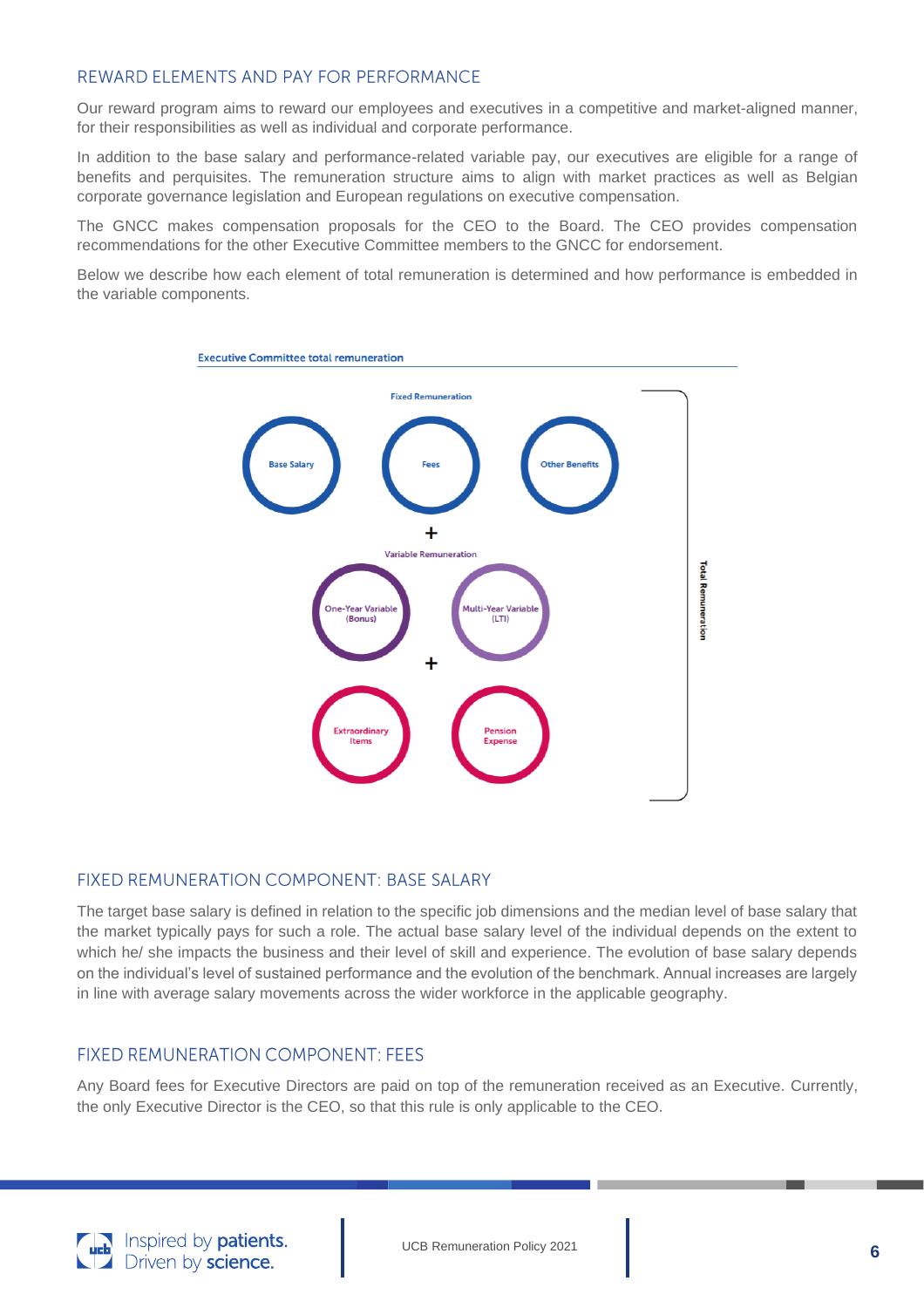## REWARD ELEMENTS AND PAY FOR PERFORMANCE

Our reward program aims to reward our employees and executives in a competitive and market-aligned manner, for their responsibilities as well as individual and corporate performance.

In addition to the base salary and performance-related variable pay, our executives are eligible for a range of benefits and perquisites. The remuneration structure aims to align with market practices as well as Belgian corporate governance legislation and European regulations on executive compensation.

The GNCC makes compensation proposals for the CEO to the Board. The CEO provides compensation recommendations for the other Executive Committee members to the GNCC for endorsement.

Below we describe how each element of total remuneration is determined and how performance is embedded in the variable components.

**Executive Committee total remuneration**

Fixed Remuneration

Base Salary | Fees | Other Benefits

+

Variable Remuneration

One-Year Variable (Bonus) | Multi-Year Variable (LTI)

+

Extraordinary Items | Pension Expense

Total Remuneration

## FIXED REMUNERATION COMPONENT: BASE SALARY

The target base salary is defined in relation to the specific job dimensions and the median level of base salary that the market typically pays for such a role. The actual base salary level of the individual depends on the extent to which he/ she impacts the business and their level of skill and experience. The evolution of base salary depends on the individual's level of sustained performance and the evolution of the benchmark. Annual increases are largely in line with average salary movements across the wider workforce in the applicable geography.

## FIXED REMUNERATION COMPONENT: FEES

Any Board fees for Executive Directors are paid on top of the remuneration received as an Executive. Currently, the only Executive Director is the CEO, so that this rule is only applicable to the CEO.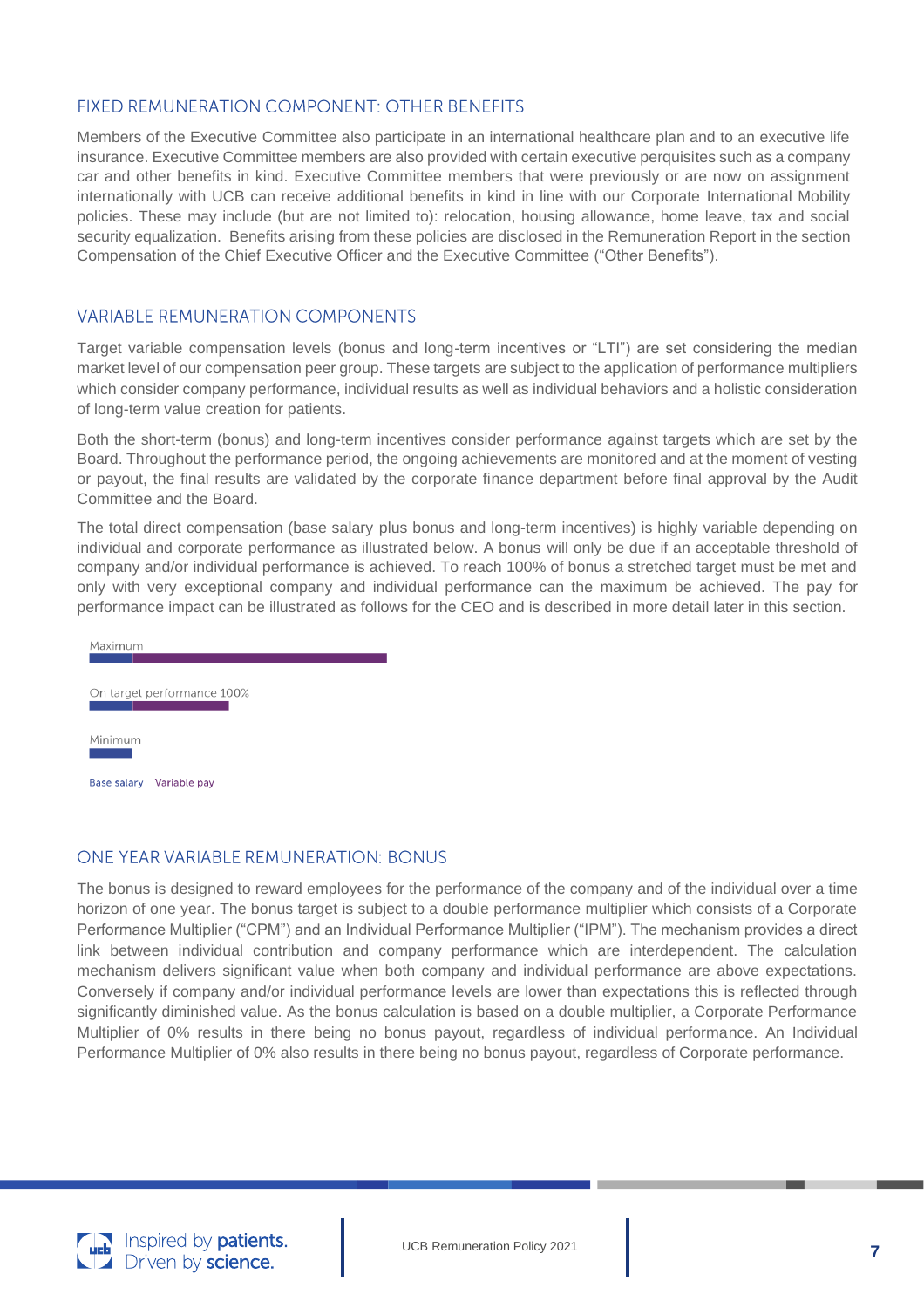## FIXED REMUNERATION COMPONENT: OTHER BENEFITS

Members of the Executive Committee also participate in an international healthcare plan and to an executive life insurance. Executive Committee members are also provided with certain executive perquisites such as a company car and other benefits in kind. Executive Committee members that were previously or are now on assignment internationally with UCB can receive additional benefits in kind in line with our Corporate International Mobility policies. These may include (but are not limited to): relocation, housing allowance, home leave, tax and social security equalization. Benefits arising from these policies are disclosed in the Remuneration Report in the section Compensation of the Chief Executive Officer and the Executive Committee ("Other Benefits").

## VARIABLE REMUNERATION COMPONENTS

Target variable compensation levels (bonus and long-term incentives or "LTI") are set considering the median market level of our compensation peer group. These targets are subject to the application of performance multipliers which consider company performance, individual results as well as individual behaviors and a holistic consideration of long-term value creation for patients.

Both the short-term (bonus) and long-term incentives consider performance against targets which are set by the Board. Throughout the performance period, the ongoing achievements are monitored and at the moment of vesting or payout, the final results are validated by the corporate finance department before final approval by the Audit Committee and the Board.

The total direct compensation (base salary plus bonus and long-term incentives) is highly variable depending on individual and corporate performance as illustrated below. A bonus will only be due if an acceptable threshold of company and/or individual performance is achieved. To reach 100% of bonus a stretched target must be met and only with very exceptional company and individual performance can the maximum be achieved. The pay for performance impact can be illustrated as follows for the CEO and is described in more detail later in this section.

Maximum

On target performance 100%

Minimum

Base salary   Variable pay

## ONE YEAR VARIABLE REMUNERATION: BONUS

The bonus is designed to reward employees for the performance of the company and of the individual over a time horizon of one year. The bonus target is subject to a double performance multiplier which consists of a Corporate Performance Multiplier ("CPM") and an Individual Performance Multiplier ("IPM"). The mechanism provides a direct link between individual contribution and company performance which are interdependent. The calculation mechanism delivers significant value when both company and individual performance are above expectations. Conversely if company and/or individual performance levels are lower than expectations this is reflected through significantly diminished value. As the bonus calculation is based on a double multiplier, a Corporate Performance Multiplier of 0% results in there being no bonus payout, regardless of individual performance. An Individual Performance Multiplier of 0% also results in there being no bonus payout, regardless of Corporate performance.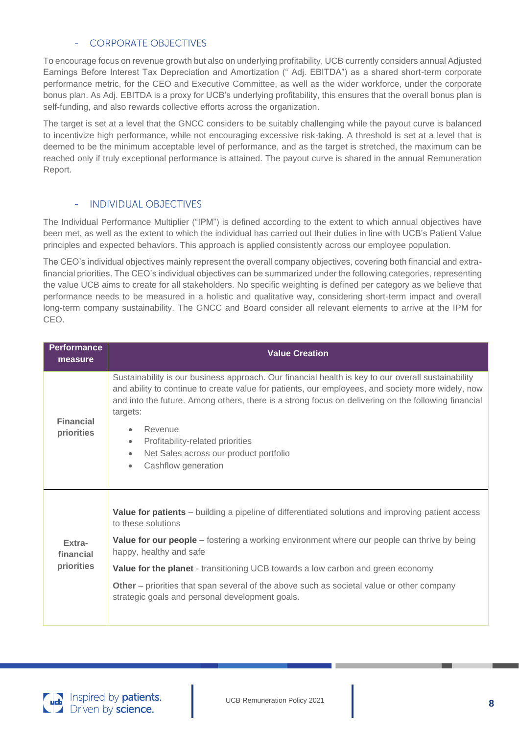### - CORPORATE OBJECTIVES

To encourage focus on revenue growth but also on underlying profitability, UCB currently considers annual Adjusted Earnings Before Interest Tax Depreciation and Amortization (" Adj. EBITDA") as a shared short-term corporate performance metric, for the CEO and Executive Committee, as well as the wider workforce, under the corporate bonus plan. As Adj. EBITDA is a proxy for UCB's underlying profitability, this ensures that the overall bonus plan is self-funding, and also rewards collective efforts across the organization.

The target is set at a level that the GNCC considers to be suitably challenging while the payout curve is balanced to incentivize high performance, while not encouraging excessive risk-taking. A threshold is set at a level that is deemed to be the minimum acceptable level of performance, and as the target is stretched, the maximum can be reached only if truly exceptional performance is attained. The payout curve is shared in the annual Remuneration Report.

### - INDIVIDUAL OBJECTIVES

The Individual Performance Multiplier ("IPM") is defined according to the extent to which annual objectives have been met, as well as the extent to which the individual has carried out their duties in line with UCB's Patient Value principles and expected behaviors. This approach is applied consistently across our employee population.

The CEO's individual objectives mainly represent the overall company objectives, covering both financial and extra-financial priorities. The CEO's individual objectives can be summarized under the following categories, representing the value UCB aims to create for all stakeholders. No specific weighting is defined per category as we believe that performance needs to be measured in a holistic and qualitative way, considering short-term impact and overall long-term company sustainability. The GNCC and Board consider all relevant elements to arrive at the IPM for CEO.

| Performance measure | Value Creation |
|---|---|
| **Financial priorities** | Sustainability is our business approach. Our financial health is key to our overall sustainability and ability to continue to create value for patients, our employees, and society more widely, now and into the future. Among others, there is a strong focus on delivering on the following financial targets:<br>• Revenue<br>• Profitability-related priorities<br>• Net Sales across our product portfolio<br>• Cashflow generation |
| **Extra-financial priorities** | **Value for patients** – building a pipeline of differentiated solutions and improving patient access to these solutions<br>**Value for our people** – fostering a working environment where our people can thrive by being happy, healthy and safe<br>**Value for the planet** - transitioning UCB towards a low carbon and green economy<br>**Other** – priorities that span several of the above such as societal value or other company strategic goals and personal development goals. |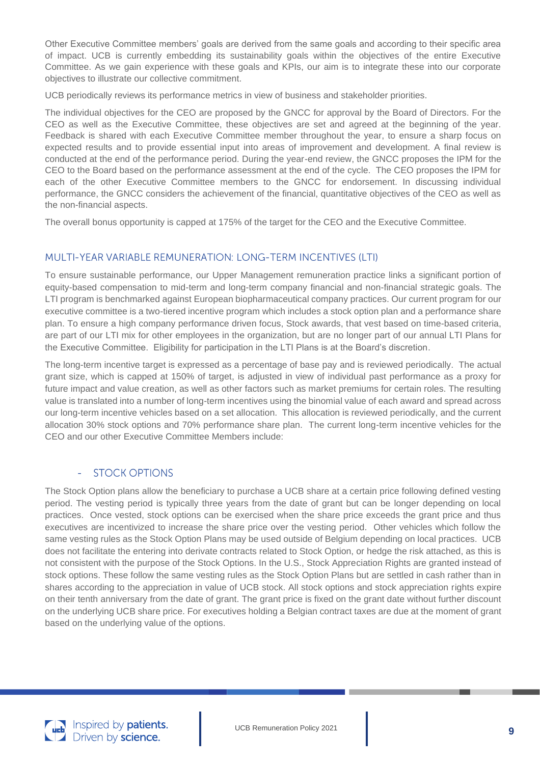Other Executive Committee members' goals are derived from the same goals and according to their specific area of impact. UCB is currently embedding its sustainability goals within the objectives of the entire Executive Committee. As we gain experience with these goals and KPIs, our aim is to integrate these into our corporate objectives to illustrate our collective commitment.

UCB periodically reviews its performance metrics in view of business and stakeholder priorities.

The individual objectives for the CEO are proposed by the GNCC for approval by the Board of Directors. For the CEO as well as the Executive Committee, these objectives are set and agreed at the beginning of the year. Feedback is shared with each Executive Committee member throughout the year, to ensure a sharp focus on expected results and to provide essential input into areas of improvement and development. A final review is conducted at the end of the performance period. During the year-end review, the GNCC proposes the IPM for the CEO to the Board based on the performance assessment at the end of the cycle. The CEO proposes the IPM for each of the other Executive Committee members to the GNCC for endorsement. In discussing individual performance, the GNCC considers the achievement of the financial, quantitative objectives of the CEO as well as the non-financial aspects.

The overall bonus opportunity is capped at 175% of the target for the CEO and the Executive Committee.

## MULTI-YEAR VARIABLE REMUNERATION: LONG-TERM INCENTIVES (LTI)

To ensure sustainable performance, our Upper Management remuneration practice links a significant portion of equity-based compensation to mid-term and long-term company financial and non-financial strategic goals. The LTI program is benchmarked against European biopharmaceutical company practices. Our current program for our executive committee is a two-tiered incentive program which includes a stock option plan and a performance share plan. To ensure a high company performance driven focus, Stock awards, that vest based on time-based criteria, are part of our LTI mix for other employees in the organization, but are no longer part of our annual LTI Plans for the Executive Committee. Eligibility for participation in the LTI Plans is at the Board's discretion.

The long-term incentive target is expressed as a percentage of base pay and is reviewed periodically. The actual grant size, which is capped at 150% of target, is adjusted in view of individual past performance as a proxy for future impact and value creation, as well as other factors such as market premiums for certain roles. The resulting value is translated into a number of long-term incentives using the binomial value of each award and spread across our long-term incentive vehicles based on a set allocation. This allocation is reviewed periodically, and the current allocation 30% stock options and 70% performance share plan. The current long-term incentive vehicles for the CEO and our other Executive Committee Members include:

### - STOCK OPTIONS

The Stock Option plans allow the beneficiary to purchase a UCB share at a certain price following defined vesting period. The vesting period is typically three years from the date of grant but can be longer depending on local practices. Once vested, stock options can be exercised when the share price exceeds the grant price and thus executives are incentivized to increase the share price over the vesting period. Other vehicles which follow the same vesting rules as the Stock Option Plans may be used outside of Belgium depending on local practices. UCB does not facilitate the entering into derivate contracts related to Stock Option, or hedge the risk attached, as this is not consistent with the purpose of the Stock Options. In the U.S., Stock Appreciation Rights are granted instead of stock options. These follow the same vesting rules as the Stock Option Plans but are settled in cash rather than in shares according to the appreciation in value of UCB stock. All stock options and stock appreciation rights expire on their tenth anniversary from the date of grant. The grant price is fixed on the grant date without further discount on the underlying UCB share price. For executives holding a Belgian contract taxes are due at the moment of grant based on the underlying value of the options.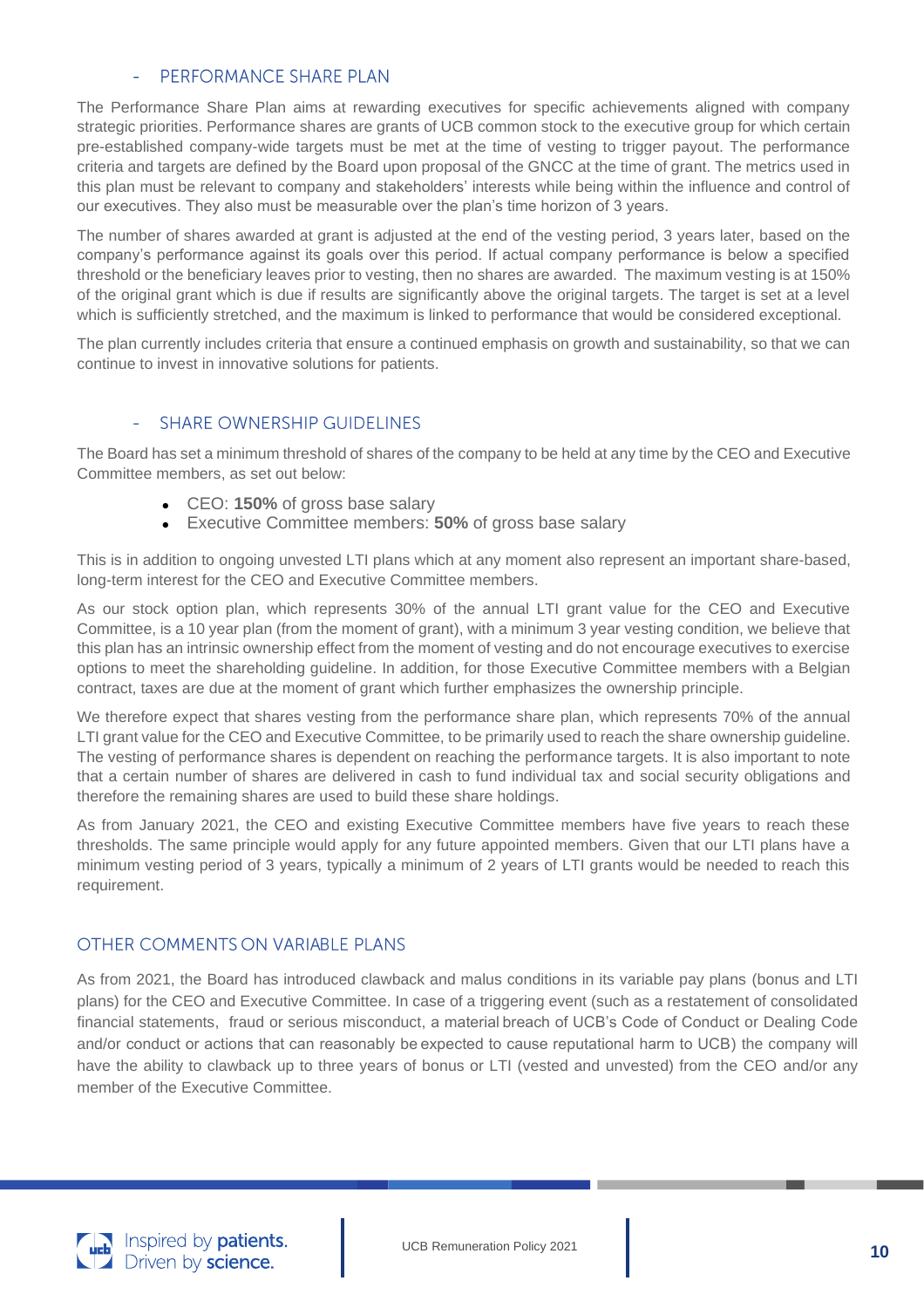### - PERFORMANCE SHARE PLAN

The Performance Share Plan aims at rewarding executives for specific achievements aligned with company strategic priorities. Performance shares are grants of UCB common stock to the executive group for which certain pre-established company-wide targets must be met at the time of vesting to trigger payout. The performance criteria and targets are defined by the Board upon proposal of the GNCC at the time of grant. The metrics used in this plan must be relevant to company and stakeholders' interests while being within the influence and control of our executives. They also must be measurable over the plan's time horizon of 3 years.

The number of shares awarded at grant is adjusted at the end of the vesting period, 3 years later, based on the company's performance against its goals over this period. If actual company performance is below a specified threshold or the beneficiary leaves prior to vesting, then no shares are awarded. The maximum vesting is at 150% of the original grant which is due if results are significantly above the original targets. The target is set at a level which is sufficiently stretched, and the maximum is linked to performance that would be considered exceptional.

The plan currently includes criteria that ensure a continued emphasis on growth and sustainability, so that we can continue to invest in innovative solutions for patients.

### - SHARE OWNERSHIP GUIDELINES

The Board has set a minimum threshold of shares of the company to be held at any time by the CEO and Executive Committee members, as set out below:

- CEO: **150%** of gross base salary
- Executive Committee members: **50%** of gross base salary

This is in addition to ongoing unvested LTI plans which at any moment also represent an important share-based, long-term interest for the CEO and Executive Committee members.

As our stock option plan, which represents 30% of the annual LTI grant value for the CEO and Executive Committee, is a 10 year plan (from the moment of grant), with a minimum 3 year vesting condition, we believe that this plan has an intrinsic ownership effect from the moment of vesting and do not encourage executives to exercise options to meet the shareholding guideline. In addition, for those Executive Committee members with a Belgian contract, taxes are due at the moment of grant which further emphasizes the ownership principle.

We therefore expect that shares vesting from the performance share plan, which represents 70% of the annual LTI grant value for the CEO and Executive Committee, to be primarily used to reach the share ownership guideline. The vesting of performance shares is dependent on reaching the performance targets. It is also important to note that a certain number of shares are delivered in cash to fund individual tax and social security obligations and therefore the remaining shares are used to build these share holdings.

As from January 2021, the CEO and existing Executive Committee members have five years to reach these thresholds. The same principle would apply for any future appointed members. Given that our LTI plans have a minimum vesting period of 3 years, typically a minimum of 2 years of LTI grants would be needed to reach this requirement.

## OTHER COMMENTS ON VARIABLE PLANS

As from 2021, the Board has introduced clawback and malus conditions in its variable pay plans (bonus and LTI plans) for the CEO and Executive Committee. In case of a triggering event (such as a restatement of consolidated financial statements, fraud or serious misconduct, a material breach of UCB's Code of Conduct or Dealing Code and/or conduct or actions that can reasonably be expected to cause reputational harm to UCB) the company will have the ability to clawback up to three years of bonus or LTI (vested and unvested) from the CEO and/or any member of the Executive Committee.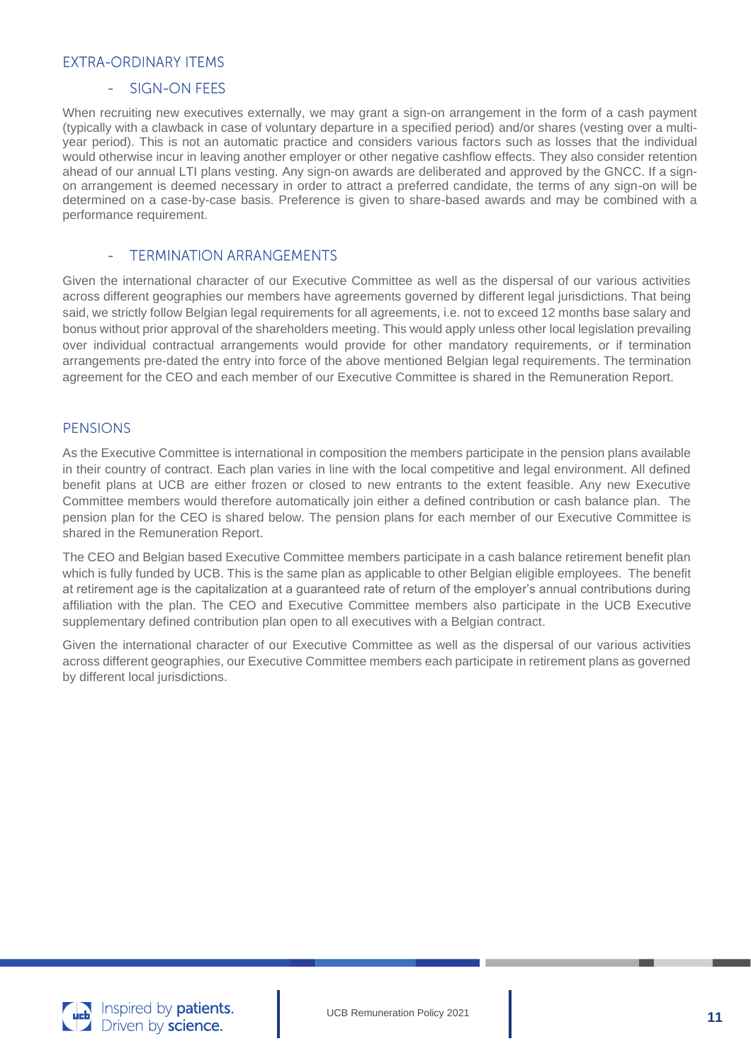## EXTRA-ORDINARY ITEMS

### - SIGN-ON FEES

When recruiting new executives externally, we may grant a sign-on arrangement in the form of a cash payment (typically with a clawback in case of voluntary departure in a specified period) and/or shares (vesting over a multi-year period). This is not an automatic practice and considers various factors such as losses that the individual would otherwise incur in leaving another employer or other negative cashflow effects. They also consider retention ahead of our annual LTI plans vesting. Any sign-on awards are deliberated and approved by the GNCC. If a sign-on arrangement is deemed necessary in order to attract a preferred candidate, the terms of any sign-on will be determined on a case-by-case basis. Preference is given to share-based awards and may be combined with a performance requirement.

### - TERMINATION ARRANGEMENTS

Given the international character of our Executive Committee as well as the dispersal of our various activities across different geographies our members have agreements governed by different legal jurisdictions. That being said, we strictly follow Belgian legal requirements for all agreements, i.e. not to exceed 12 months base salary and bonus without prior approval of the shareholders meeting. This would apply unless other local legislation prevailing over individual contractual arrangements would provide for other mandatory requirements, or if termination arrangements pre-dated the entry into force of the above mentioned Belgian legal requirements. The termination agreement for the CEO and each member of our Executive Committee is shared in the Remuneration Report.

## PENSIONS

As the Executive Committee is international in composition the members participate in the pension plans available in their country of contract. Each plan varies in line with the local competitive and legal environment. All defined benefit plans at UCB are either frozen or closed to new entrants to the extent feasible. Any new Executive Committee members would therefore automatically join either a defined contribution or cash balance plan. The pension plan for the CEO is shared below. The pension plans for each member of our Executive Committee is shared in the Remuneration Report.

The CEO and Belgian based Executive Committee members participate in a cash balance retirement benefit plan which is fully funded by UCB. This is the same plan as applicable to other Belgian eligible employees. The benefit at retirement age is the capitalization at a guaranteed rate of return of the employer's annual contributions during affiliation with the plan. The CEO and Executive Committee members also participate in the UCB Executive supplementary defined contribution plan open to all executives with a Belgian contract.

Given the international character of our Executive Committee as well as the dispersal of our various activities across different geographies, our Executive Committee members each participate in retirement plans as governed by different local jurisdictions.